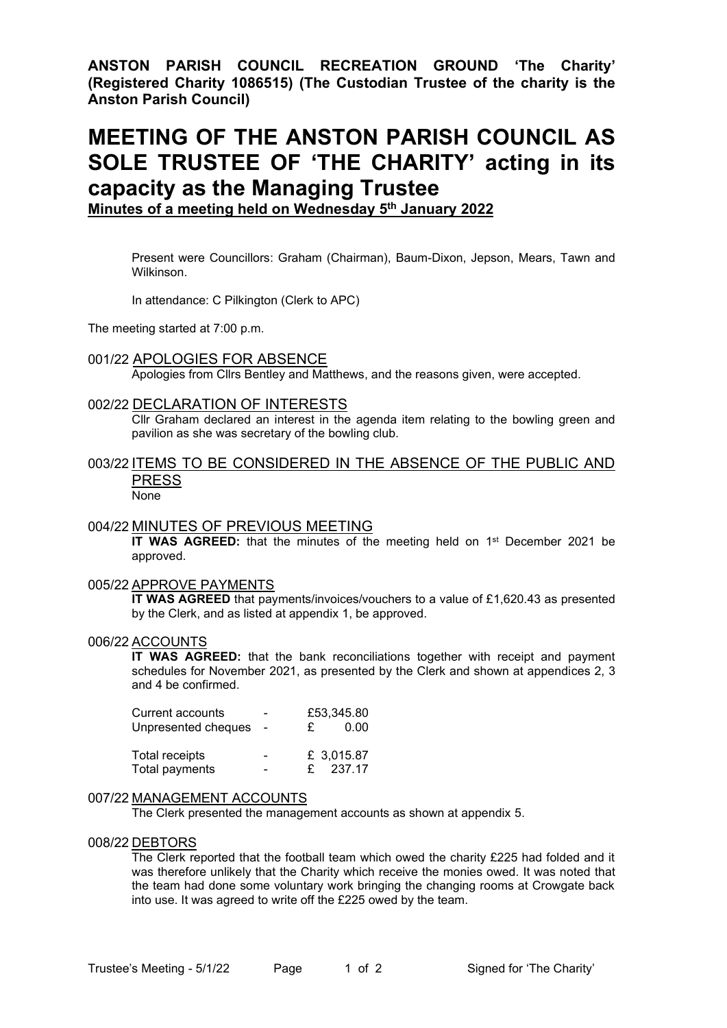**ANSTON PARISH COUNCIL RECREATION GROUND 'The Charity' (Registered Charity 1086515) (The Custodian Trustee of the charity is the Anston Parish Council)**

# MEETING OF THE ANSTON PARISH COUNCIL AS SOLE TRUSTEE OF 'THE CHARITY' acting in its capacity as the Managing Trustee

**Minutes of a meeting held on Wednesday 5th January 2022**

Present were Councillors: Graham (Chairman), Baum-Dixon, Jepson, Mears, Tawn and Wilkinson.

In attendance: C Pilkington (Clerk to APC)

The meeting started at 7:00 p.m.

## 001/22 APOLOGIES FOR ABSENCE

Apologies from Cllrs Bentley and Matthews, and the reasons given, were accepted.

## 002/22 DECLARATION OF INTERESTS

Cllr Graham declared an interest in the agenda item relating to the bowling green and pavilion as she was secretary of the bowling club.

## 003/22 ITEMS TO BE CONSIDERED IN THE ABSENCE OF THE PUBLIC AND PRESS

None

## 004/22 MINUTES OF PREVIOUS MEETING

**IT WAS AGREED:** that the minutes of the meeting held on 1st December 2021 be approved.

## 005/22 APPROVE PAYMENTS

**IT WAS AGREED** that payments/invoices/vouchers to a value of £1,620.43 as presented by the Clerk, and as listed at appendix 1, be approved.

## 006/22 ACCOUNTS

**IT WAS AGREED:** that the bank reconciliations together with receipt and payment schedules for November 2021, as presented by the Clerk and shown at appendices 2, 3 and 4 be confirmed.

| | | |
|---|---|---|
| Current accounts | - | £53,345.80 |
| Unpresented cheques | - | £ 0.00 |
| Total receipts | - | £ 3,015.87 |
| Total payments | - | £ 237.17 |

## 007/22 MANAGEMENT ACCOUNTS

The Clerk presented the management accounts as shown at appendix 5.

## 008/22 DEBTORS

The Clerk reported that the football team which owed the charity £225 had folded and it was therefore unlikely that the Charity which receive the monies owed. It was noted that the team had done some voluntary work bringing the changing rooms at Crowgate back into use. It was agreed to write off the £225 owed by the team.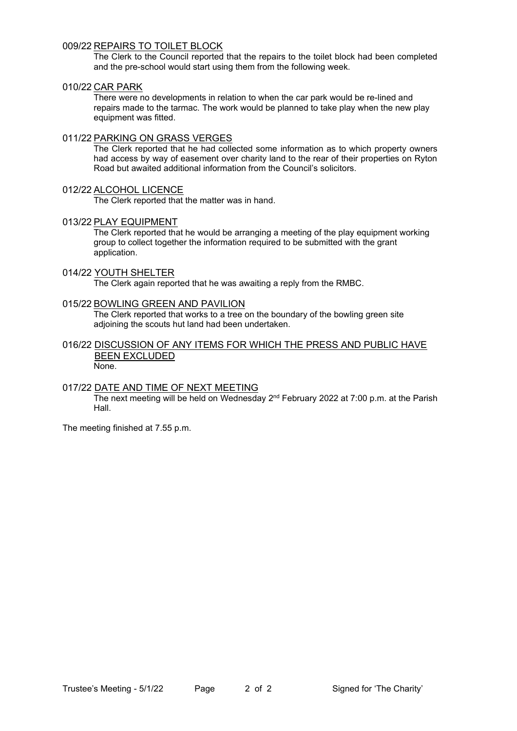## 009/22 REPAIRS TO TOILET BLOCK

The Clerk to the Council reported that the repairs to the toilet block had been completed and the pre-school would start using them from the following week.

## 010/22 CAR PARK

There were no developments in relation to when the car park would be re-lined and repairs made to the tarmac. The work would be planned to take play when the new play equipment was fitted.

## 011/22 PARKING ON GRASS VERGES

The Clerk reported that he had collected some information as to which property owners had access by way of easement over charity land to the rear of their properties on Ryton Road but awaited additional information from the Council's solicitors.

## 012/22 ALCOHOL LICENCE

The Clerk reported that the matter was in hand.

## 013/22 PLAY EQUIPMENT

The Clerk reported that he would be arranging a meeting of the play equipment working group to collect together the information required to be submitted with the grant application.

## 014/22 YOUTH SHELTER

The Clerk again reported that he was awaiting a reply from the RMBC.

## 015/22 BOWLING GREEN AND PAVILION

The Clerk reported that works to a tree on the boundary of the bowling green site adjoining the scouts hut land had been undertaken.

## 016/22 DISCUSSION OF ANY ITEMS FOR WHICH THE PRESS AND PUBLIC HAVE BEEN EXCLUDED

None.

## 017/22 DATE AND TIME OF NEXT MEETING

The next meeting will be held on Wednesday 2nd February 2022 at 7:00 p.m. at the Parish Hall.

The meeting finished at 7.55 p.m.